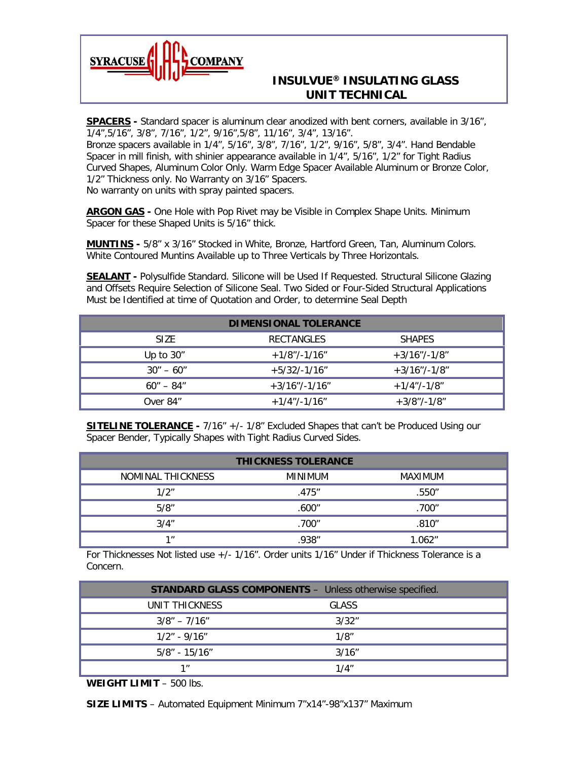SYRACUSE GLASS COMPANY

# INSULVUE® INSULATING GLASS UNIT TECHNICAL

**SPACERS -** Standard spacer is aluminum clear anodized with bent corners, available in 3/16", 1/4",5/16", 3/8", 7/16", 1/2", 9/16",5/8", 11/16", 3/4", 13/16".
Bronze spacers available in 1/4", 5/16", 3/8", 7/16", 1/2", 9/16", 5/8", 3/4". Hand Bendable Spacer in mill finish, with shinier appearance available in 1/4", 5/16", 1/2" for Tight Radius Curved Shapes, Aluminum Color Only. Warm Edge Spacer Available Aluminum or Bronze Color, 1/2" Thickness only. No Warranty on 3/16" Spacers.
No warranty on units with spray painted spacers.

**ARGON GAS -** One Hole with Pop Rivet may be Visible in Complex Shape Units. Minimum Spacer for these Shaped Units is 5/16" thick.

**MUNTINS -** 5/8" x 3/16" Stocked in White, Bronze, Hartford Green, Tan, Aluminum Colors. White Contoured Muntins Available up to Three Verticals by Three Horizontals.

**SEALANT -** Polysulfide Standard. Silicone will be Used If Requested. Structural Silicone Glazing and Offsets Require Selection of Silicone Seal. Two Sided or Four-Sided Structural Applications Must be Identified at time of Quotation and Order, to determine Seal Depth

| DIMENSIONAL TOLERANCE | | |
|---|---|---|
| SIZE | RECTANGLES | SHAPES |
| Up to 30" | +1/8"/-1/16" | +3/16"/-1/8" |
| 30" – 60" | +5/32/-1/16" | +3/16"/-1/8" |
| 60" – 84" | +3/16"/-1/16" | +1/4"/-1/8" |
| Over 84" | +1/4"/-1/16" | +3/8"/-1/8" |

**SITELINE TOLERANCE -** 7/16" +/- 1/8" Excluded Shapes that can't be Produced Using our Spacer Bender, Typically Shapes with Tight Radius Curved Sides.

| THICKNESS TOLERANCE | | |
|---|---|---|
| NOMINAL THICKNESS | MINIMUM | MAXIMUM |
| 1/2" | .475" | .550" |
| 5/8" | .600" | .700" |
| 3/4" | .700" | .810" |
| 1" | .938" | 1.062" |

For Thicknesses Not listed use +/- 1/16". Order units 1/16" Under if Thickness Tolerance is a Concern.

| **STANDARD GLASS COMPONENTS** – Unless otherwise specified. | |
|---|---|
| UNIT THICKNESS | GLASS |
| 3/8" – 7/16" | 3/32" |
| 1/2" - 9/16" | 1/8" |
| 5/8" - 15/16" | 3/16" |
| 1" | 1/4" |

**WEIGHT LIMIT** – 500 lbs.

**SIZE LIMITS** – Automated Equipment Minimum 7"x14"-98"x137" Maximum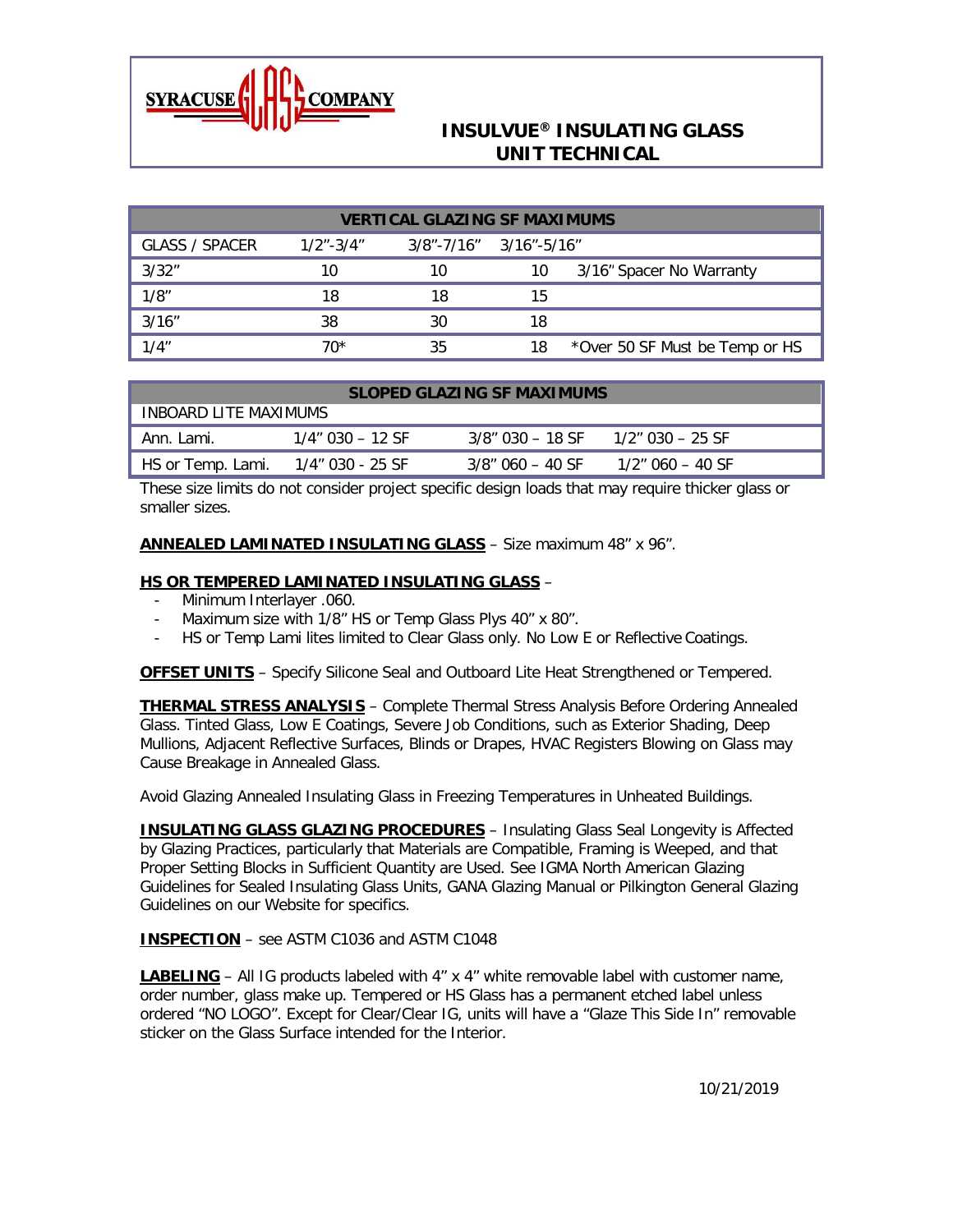SYRACUSE GLASS COMPANY

# INSULVUE® INSULATING GLASS UNIT TECHNICAL

| VERTICAL GLAZING SF MAXIMUMS | | | | |
|---|---|---|---|---|
| GLASS / SPACER | 1/2"-3/4" | 3/8"-7/16" | 3/16"-5/16" | |
| 3/32" | 10 | 10 | 10 | 3/16" Spacer No Warranty |
| 1/8" | 18 | 18 | 15 | |
| 3/16" | 38 | 30 | 18 | |
| 1/4" | 70* | 35 | 18 | *Over 50 SF Must be Temp or HS |

| SLOPED GLAZING SF MAXIMUMS | | | |
|---|---|---|---|
| INBOARD LITE MAXIMUMS | | | |
| Ann. Lami. | 1/4" 030 – 12 SF | 3/8" 030 – 18 SF | 1/2" 030 – 25 SF |
| HS or Temp. Lami. | 1/4" 030 - 25 SF | 3/8" 060 – 40 SF | 1/2" 060 – 40 SF |

These size limits do not consider project specific design loads that may require thicker glass or smaller sizes.

**ANNEALED LAMINATED INSULATING GLASS** – Size maximum 48" x 96".

**HS OR TEMPERED LAMINATED INSULATING GLASS** –
- Minimum Interlayer .060.
- Maximum size with 1/8" HS or Temp Glass Plys 40" x 80".
- HS or Temp Lami lites limited to Clear Glass only. No Low E or Reflective Coatings.

**OFFSET UNITS** – Specify Silicone Seal and Outboard Lite Heat Strengthened or Tempered.

**THERMAL STRESS ANALYSIS** – Complete Thermal Stress Analysis Before Ordering Annealed Glass. Tinted Glass, Low E Coatings, Severe Job Conditions, such as Exterior Shading, Deep Mullions, Adjacent Reflective Surfaces, Blinds or Drapes, HVAC Registers Blowing on Glass may Cause Breakage in Annealed Glass.

Avoid Glazing Annealed Insulating Glass in Freezing Temperatures in Unheated Buildings.

**INSULATING GLASS GLAZING PROCEDURES** – Insulating Glass Seal Longevity is Affected by Glazing Practices, particularly that Materials are Compatible, Framing is Weeped, and that Proper Setting Blocks in Sufficient Quantity are Used. See IGMA North American Glazing Guidelines for Sealed Insulating Glass Units, GANA Glazing Manual or Pilkington General Glazing Guidelines on our Website for specifics.

**INSPECTION** – see ASTM C1036 and ASTM C1048

**LABELING** – All IG products labeled with 4" x 4" white removable label with customer name, order number, glass make up. Tempered or HS Glass has a permanent etched label unless ordered "NO LOGO". Except for Clear/Clear IG, units will have a "Glaze This Side In" removable sticker on the Glass Surface intended for the Interior.

10/21/2019